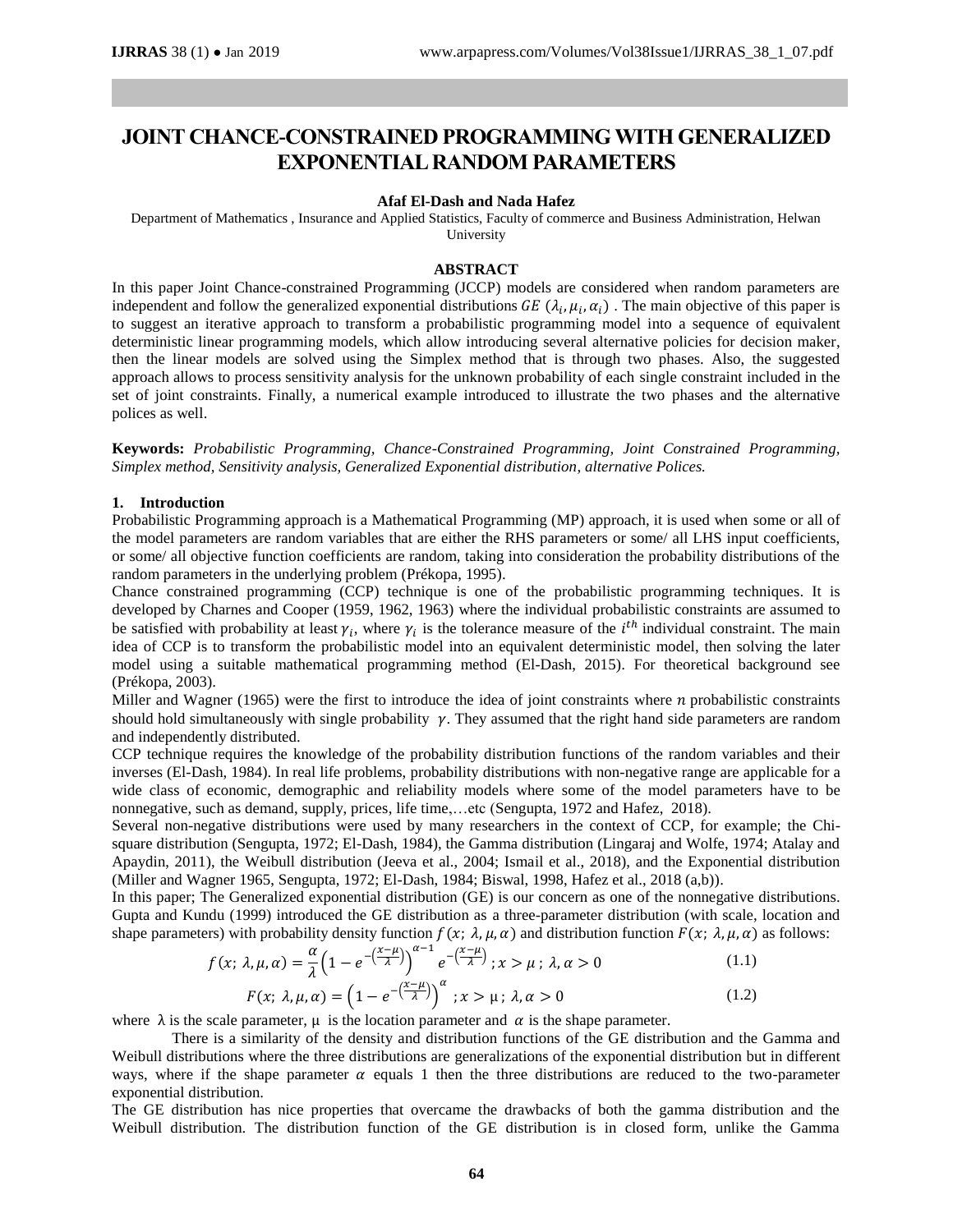# JOINT CHANCE-CONSTRAINED PROGRAMMING WITH GENERALIZED EXPONENTIAL RANDOM PARAMETERS

**Afaf El-Dash and Nada Hafez**

Department of Mathematics , Insurance and Applied Statistics, Faculty of commerce and Business Administration, Helwan University

## ABSTRACT

In this paper Joint Chance-constrained Programming (JCCP) models are considered when random parameters are independent and follow the generalized exponential distributions $GE\ (\lambda_i, \mu_i, \alpha_i)$ . The main objective of this paper is to suggest an iterative approach to transform a probabilistic programming model into a sequence of equivalent deterministic linear programming models, which allow introducing several alternative policies for decision maker, then the linear models are solved using the Simplex method that is through two phases. Also, the suggested approach allows to process sensitivity analysis for the unknown probability of each single constraint included in the set of joint constraints. Finally, a numerical example introduced to illustrate the two phases and the alternative polices as well.

**Keywords:** *Probabilistic Programming, Chance-Constrained Programming, Joint Constrained Programming, Simplex method, Sensitivity analysis, Generalized Exponential distribution, alternative Polices.*

## 1. Introduction

Probabilistic Programming approach is a Mathematical Programming (MP) approach, it is used when some or all of the model parameters are random variables that are either the RHS parameters or some/ all LHS input coefficients, or some/ all objective function coefficients are random, taking into consideration the probability distributions of the random parameters in the underlying problem (Prékopa, 1995).

Chance constrained programming (CCP) technique is one of the probabilistic programming techniques. It is developed by Charnes and Cooper (1959, 1962, 1963) where the individual probabilistic constraints are assumed to be satisfied with probability at least $\gamma_i$, where $\gamma_i$ is the tolerance measure of the $i^{th}$ individual constraint. The main idea of CCP is to transform the probabilistic model into an equivalent deterministic model, then solving the later model using a suitable mathematical programming method (El-Dash, 2015). For theoretical background see (Prékopa, 2003).

Miller and Wagner (1965) were the first to introduce the idea of joint constraints where $n$ probabilistic constraints should hold simultaneously with single probability $\gamma$. They assumed that the right hand side parameters are random and independently distributed.

CCP technique requires the knowledge of the probability distribution functions of the random variables and their inverses (El-Dash, 1984). In real life problems, probability distributions with non-negative range are applicable for a wide class of economic, demographic and reliability models where some of the model parameters have to be nonnegative, such as demand, supply, prices, life time,…etc (Sengupta, 1972 and Hafez, 2018).

Several non-negative distributions were used by many researchers in the context of CCP, for example; the Chi-square distribution (Sengupta, 1972; El-Dash, 1984), the Gamma distribution (Lingaraj and Wolfe, 1974; Atalay and Apaydin, 2011), the Weibull distribution (Jeeva et al., 2004; Ismail et al., 2018), and the Exponential distribution (Miller and Wagner 1965, Sengupta, 1972; El-Dash, 1984; Biswal, 1998, Hafez et al., 2018 (a,b)).

In this paper; The Generalized exponential distribution (GE) is our concern as one of the nonnegative distributions. Gupta and Kundu (1999) introduced the GE distribution as a three-parameter distribution (with scale, location and shape parameters) with probability density function $f(x;\ \lambda, \mu, \alpha)$ and distribution function $F(x;\ \lambda, \mu, \alpha)$ as follows:

$$f(x;\ \lambda, \mu, \alpha) = \frac{\alpha}{\lambda}\left(1 - e^{-\left(\frac{x-\mu}{\lambda}\right)}\right)^{\alpha-1} e^{-\left(\frac{x-\mu}{\lambda}\right)}\ ; x > \mu\ ;\ \lambda, \alpha > 0 \tag{1.1}$$

$$F(x;\ \lambda, \mu, \alpha) = \left(1 - e^{-\left(\frac{x-\mu}{\lambda}\right)}\right)^{\alpha}\ ; x > \mu\ ;\ \lambda, \alpha > 0 \tag{1.2}$$

where $\lambda$ is the scale parameter, $\mu$ is the location parameter and $\alpha$ is the shape parameter.

There is a similarity of the density and distribution functions of the GE distribution and the Gamma and Weibull distributions where the three distributions are generalizations of the exponential distribution but in different ways, where if the shape parameter $\alpha$ equals 1 then the three distributions are reduced to the two-parameter exponential distribution.

The GE distribution has nice properties that overcame the drawbacks of both the gamma distribution and the Weibull distribution. The distribution function of the GE distribution is in closed form, unlike the Gamma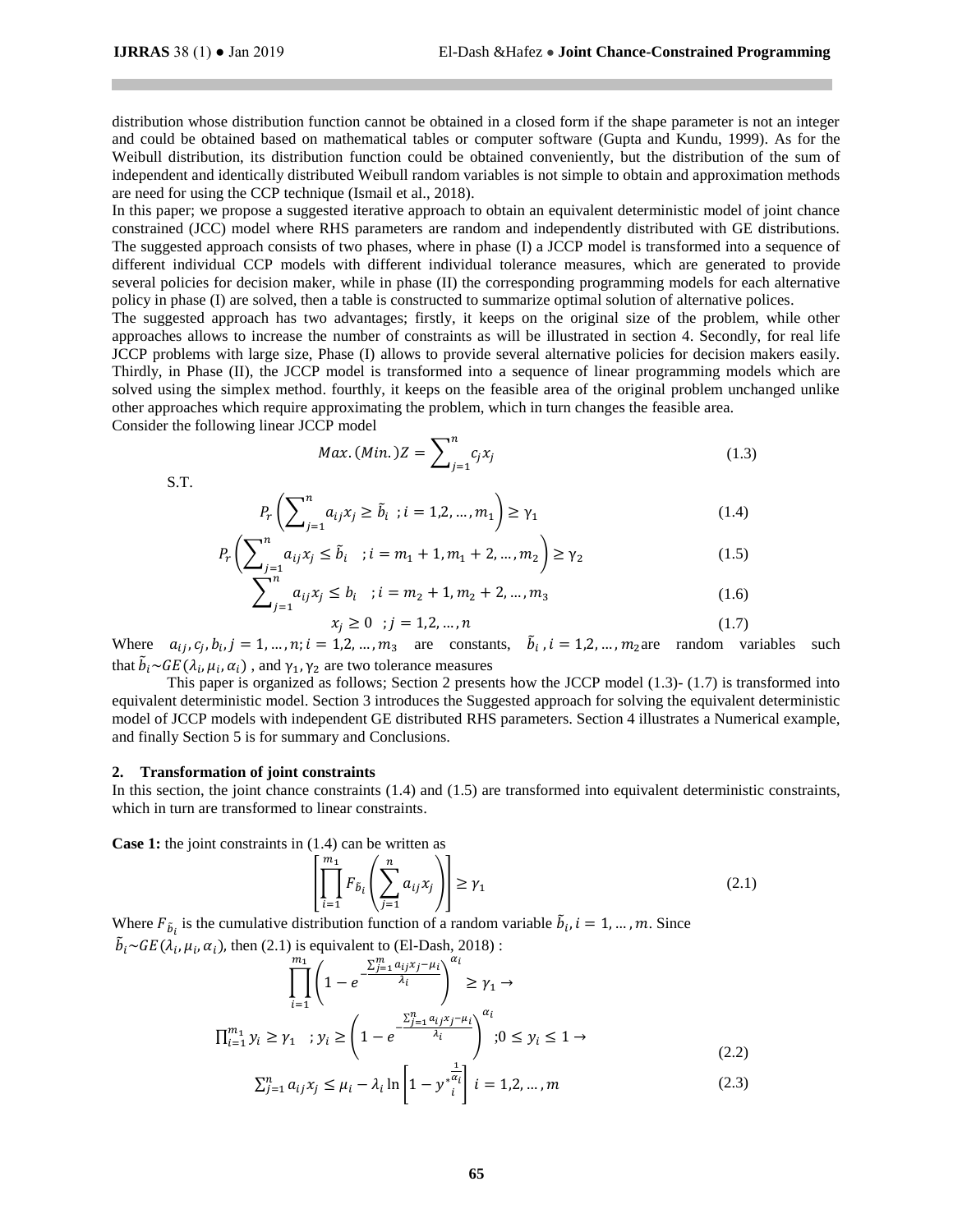distribution whose distribution function cannot be obtained in a closed form if the shape parameter is not an integer and could be obtained based on mathematical tables or computer software (Gupta and Kundu, 1999). As for the Weibull distribution, its distribution function could be obtained conveniently, but the distribution of the sum of independent and identically distributed Weibull random variables is not simple to obtain and approximation methods are need for using the CCP technique (Ismail et al., 2018).

In this paper; we propose a suggested iterative approach to obtain an equivalent deterministic model of joint chance constrained (JCC) model where RHS parameters are random and independently distributed with GE distributions. The suggested approach consists of two phases, where in phase (I) a JCCP model is transformed into a sequence of different individual CCP models with different individual tolerance measures, which are generated to provide several policies for decision maker, while in phase (II) the corresponding programming models for each alternative policy in phase (I) are solved, then a table is constructed to summarize optimal solution of alternative polices.

The suggested approach has two advantages; firstly, it keeps on the original size of the problem, while other approaches allows to increase the number of constraints as will be illustrated in section 4. Secondly, for real life JCCP problems with large size, Phase (I) allows to provide several alternative policies for decision makers easily. Thirdly, in Phase (II), the JCCP model is transformed into a sequence of linear programming models which are solved using the simplex method. fourthly, it keeps on the feasible area of the original problem unchanged unlike other approaches which require approximating the problem, which in turn changes the feasible area.

Consider the following linear JCCP model

$$Max.(Min.)Z = \sum_{j=1}^{n} c_j x_j \tag{1.3}$$

S.T.

$$P_r\left(\sum_{j=1}^{n} a_{ij}x_j \geq \tilde{b}_i \;\; ; i = 1,2,\ldots,m_1\right) \geq \gamma_1 \tag{1.4}$$

$$P_r\left(\sum_{j=1}^{n} a_{ij}x_j \leq \tilde{b}_i \;\; ; i = m_1+1, m_1+2,\ldots,m_2\right) \geq \gamma_2 \tag{1.5}$$

$$\sum_{j=1}^{n} a_{ij}x_j \leq b_i \;\; ; i = m_2+1, m_2+2,\ldots,m_3 \tag{1.6}$$

$$x_j \geq 0 \;\; ; j = 1,2,\ldots,n \tag{1.7}$$

Where $a_{ij}, c_j, b_i, j = 1,\ldots,n; i = 1,2,\ldots,m_3$ are constants, $\tilde{b}_i, i = 1,2,\ldots,m_2$ are random variables such that $\tilde{b}_i \sim GE(\lambda_i, \mu_i, \alpha_i)$ , and $\gamma_1, \gamma_2$ are two tolerance measures

This paper is organized as follows; Section 2 presents how the JCCP model (1.3)- (1.7) is transformed into equivalent deterministic model. Section 3 introduces the Suggested approach for solving the equivalent deterministic model of JCCP models with independent GE distributed RHS parameters. Section 4 illustrates a Numerical example, and finally Section 5 is for summary and Conclusions.

## 2. Transformation of joint constraints

In this section, the joint chance constraints (1.4) and (1.5) are transformed into equivalent deterministic constraints, which in turn are transformed to linear constraints.

**Case 1:** the joint constraints in (1.4) can be written as

$$\left[\prod_{i=1}^{m_1} F_{\tilde{b}_i}\left(\sum_{j=1}^{n} a_{ij}x_j\right)\right] \geq \gamma_1 \tag{2.1}$$

Where $F_{\tilde{b}_i}$ is the cumulative distribution function of a random variable $\tilde{b}_i, i = 1,\ldots,m$. Since $\tilde{b}_i \sim GE(\lambda_i, \mu_i, \alpha_i)$, then (2.1) is equivalent to (El-Dash, 2018) :

$$\prod_{i=1}^{m_1}\left(1 - e^{-\frac{\sum_{j=1}^{m} a_{ij}x_j - \mu_i}{\lambda_i}}\right)^{\alpha_i} \geq \gamma_1 \rightarrow$$

$$\prod_{i=1}^{m_1} y_i \geq \gamma_1 \;\;\; ; y_i \geq \left(1 - e^{-\frac{\sum_{j=1}^{n} a_{ij}x_j - \mu_i}{\lambda_i}}\right)^{\alpha_i} ; 0 \leq y_i \leq 1 \rightarrow \tag{2.2}$$

$$\sum_{j=1}^{n} a_{ij}x_j \leq \mu_i - \lambda_i \ln\left[1 - {y^*_i}^{\frac{1}{\alpha_i}}\right] \;\; i = 1,2,\ldots,m \tag{2.3}$$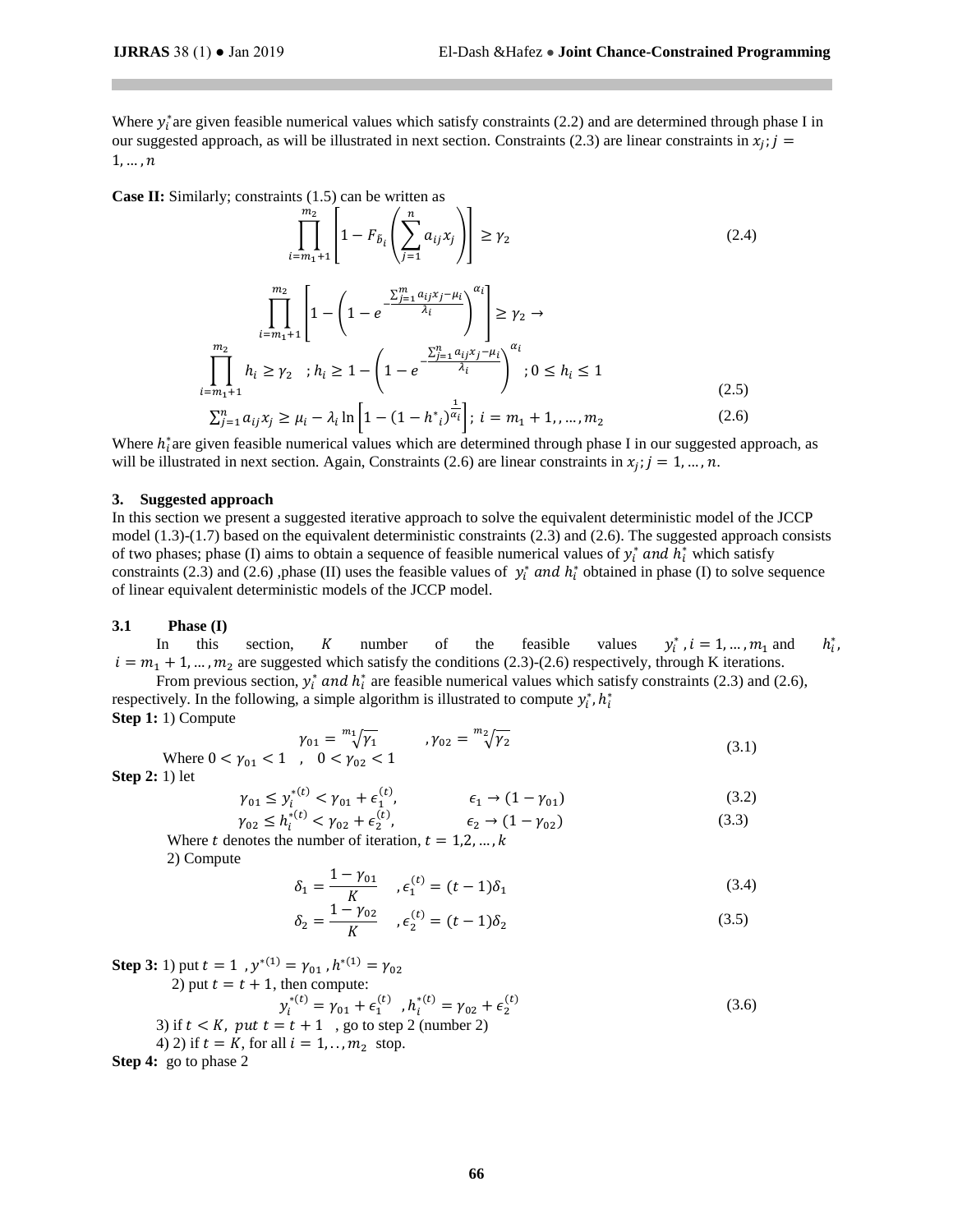Where $y_i^*$ are given feasible numerical values which satisfy constraints (2.2) and are determined through phase I in our suggested approach, as will be illustrated in next section. Constraints (2.3) are linear constraints in $x_j; j = 1, \dots, n$

**Case II:** Similarly; constraints (1.5) can be written as

$$\prod_{i=m_1+1}^{m_2}\left[1 - F_{\tilde{b}_i}\left(\sum_{j=1}^{n} a_{ij}x_j\right)\right] \geq \gamma_2 \tag{2.4}$$

$$\prod_{i=m_1+1}^{m_2}\left[1 - \left(1 - e^{-\frac{\sum_{j=1}^{m} a_{ij}x_j - \mu_i}{\lambda_i}}\right)^{\alpha_i}\right] \geq \gamma_2 \rightarrow$$

$$\prod_{i=m_1+1}^{m_2} h_i \geq \gamma_2 \quad ; h_i \geq 1 - \left(1 - e^{-\frac{\sum_{j=1}^{n} a_{ij}x_j - \mu_i}{\lambda_i}}\right)^{\alpha_i} \; ; 0 \leq h_i \leq 1 \tag{2.5}$$

$$\sum_{j=1}^{n} a_{ij}x_j \geq \mu_i - \lambda_i \ln\left[1 - (1 - h^*{}_i)^{\frac{1}{\alpha_i}}\right]; \; i = m_1 + 1, , \dots, m_2 \tag{2.6}$$

Where $h_i^*$ are given feasible numerical values which are determined through phase I in our suggested approach, as will be illustrated in next section. Again, Constraints (2.6) are linear constraints in $x_j; j = 1, \dots, n$.

## 3. Suggested approach

In this section we present a suggested iterative approach to solve the equivalent deterministic model of the JCCP model (1.3)-(1.7) based on the equivalent deterministic constraints (2.3) and (2.6). The suggested approach consists of two phases; phase (I) aims to obtain a sequence of feasible numerical values of $y_i^*$ *and* $h_i^*$ which satisfy constraints (2.3) and (2.6) ,phase (II) uses the feasible values of $y_i^*$ *and* $h_i^*$ obtained in phase (I) to solve sequence of linear equivalent deterministic models of the JCCP model.

### 3.1 Phase (I)

In this section, $K$ number of the feasible values $y_i^*, i = 1, \dots, m_1$ and $h_i^*$, $i = m_1 + 1, \dots, m_2$ are suggested which satisfy the conditions (2.3)-(2.6) respectively, through K iterations.

From previous section, $y_i^*$ *and* $h_i^*$ are feasible numerical values which satisfy constraints (2.3) and (2.6), respectively. In the following, a simple algorithm is illustrated to compute $y_i^*, h_i^*$

**Step 1:** 1) Compute

$$\gamma_{01} = \sqrt[m_1]{\gamma_1} \qquad , \gamma_{02} = \sqrt[m_2]{\gamma_2} \tag{3.1}$$

Where $0 < \gamma_{01} < 1$ , $0 < \gamma_{02} < 1$

**Step 2:** 1) let

$$\gamma_{01} \leq y_i^{*(t)} < \gamma_{01} + \epsilon_1^{(t)}, \qquad \epsilon_1 \rightarrow (1 - \gamma_{01}) \tag{3.2}$$

$$\gamma_{02} \leq h_i^{*(t)} < \gamma_{02} + \epsilon_2^{(t)}, \qquad \epsilon_2 \rightarrow (1 - \gamma_{02}) \tag{3.3}$$

Where $t$ denotes the number of iteration, $t = 1, 2, \dots, k$

2) Compute

$$\delta_1 = \frac{1 - \gamma_{01}}{K} \quad , \epsilon_1^{(t)} = (t - 1)\delta_1 \tag{3.4}$$

$$\delta_2 = \frac{1 - \gamma_{02}}{K} \quad , \epsilon_2^{(t)} = (t - 1)\delta_2 \tag{3.5}$$

**Step 3:** 1) put $t = 1$ , $y^{*(1)} = \gamma_{01}$ , $h^{*(1)} = \gamma_{02}$

2) put $t = t + 1$, then compute:

$$y_i^{*(t)} = \gamma_{01} + \epsilon_1^{(t)} \quad , h_i^{*(t)} = \gamma_{02} + \epsilon_2^{(t)} \tag{3.6}$$

3) if $t < K$, *put* $t = t + 1$ , go to step 2 (number 2)

4) 2) if $t = K$, for all $i = 1, \dots, m_2$ stop.

**Step 4:** go to phase 2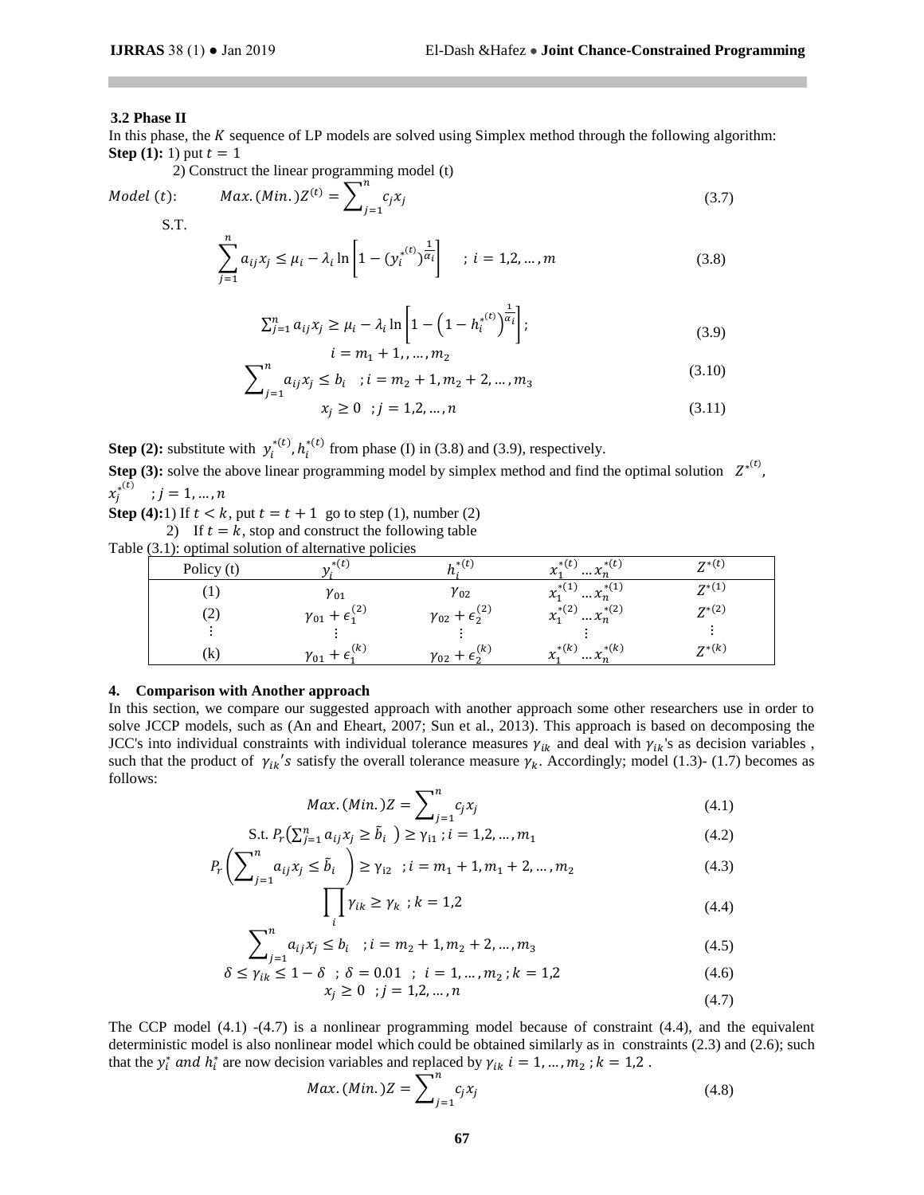### 3.2 Phase II

In this phase, the $K$ sequence of LP models are solved using Simplex method through the following algorithm:

**Step (1):** 1) put $t = 1$

2) Construct the linear programming model (t)

$$Model\ (t): \qquad Max.(Min.)Z^{(t)} = \sum_{j=1}^{n} c_j x_j \tag{3.7}$$

S.T.

$$\sum_{j=1}^{n} a_{ij} x_j \leq \mu_i - \lambda_i \ln\left[1 - (y_i^{*^{(t)}})^{\frac{1}{\alpha_i}}\right] \quad ; \ i = 1,2,\dots,m \tag{3.8}$$

$$\sum_{j=1}^{n} a_{ij} x_j \geq \mu_i - \lambda_i \ln\left[1 - \left(1 - h_i^{*^{(t)}}\right)^{\frac{1}{\alpha_i}}\right]; \quad i = m_1 + 1,,\dots,m_2 \tag{3.9}$$

$$\sum_{j=1}^{n} a_{ij} x_j \leq b_i \quad ; i = m_2 + 1, m_2 + 2, \dots, m_3 \tag{3.10}$$

$$x_j \geq 0 \quad ; j = 1,2,\dots,n \tag{3.11}$$

**Step (2):** substitute with $y_i^{*(t)}, h_i^{*(t)}$ from phase (I) in (3.8) and (3.9), respectively.

**Step (3):** solve the above linear programming model by simplex method and find the optimal solution $Z^{*^{(t)}}$, $x_j^{*^{(t)}} \quad ; j = 1,\dots,n$

**Step (4):** 1) If $t < k$, put $t = t + 1$ go to step (1), number (2)

2) If $t = k$, stop and construct the following table

Table (3.1): optimal solution of alternative policies

| Policy (t) | $y_i^{*(t)}$ | $h_i^{*(t)}$ | $x_1^{*(t)} \dots x_n^{*(t)}$ | $Z^{*(t)}$ |
|---|---|---|---|---|
| (1) | $\gamma_{01}$ | $\gamma_{02}$ | $x_1^{*(1)} \dots x_n^{*(1)}$ | $Z^{*(1)}$ |
| (2) | $\gamma_{01} + \epsilon_1^{(2)}$ | $\gamma_{02} + \epsilon_2^{(2)}$ | $x_1^{*(2)} \dots x_n^{*(2)}$ | $Z^{*(2)}$ |
| ⋮ | ⋮ | ⋮ | ⋮ | ⋮ |
| (k) | $\gamma_{01} + \epsilon_1^{(k)}$ | $\gamma_{02} + \epsilon_2^{(k)}$ | $x_1^{*(k)} \dots x_n^{*(k)}$ | $Z^{*(k)}$ |

## 4. Comparison with Another approach

In this section, we compare our suggested approach with another approach some other researchers use in order to solve JCCP models, such as (An and Eheart, 2007; Sun et al., 2013). This approach is based on decomposing the JCC's into individual constraints with individual tolerance measures $\gamma_{ik}$ and deal with $\gamma_{ik}$'s as decision variables , such that the product of $\gamma_{ik}'s$ satisfy the overall tolerance measure $\gamma_k$. Accordingly; model (1.3)- (1.7) becomes as follows:

$$Max.(Min.)Z = \sum_{j=1}^{n} c_j x_j \tag{4.1}$$

$$\text{S.t. } P_r\left(\sum_{j=1}^{n} a_{ij} x_j \geq \tilde{b}_i\right) \geq \gamma_{i1} \ ; i = 1,2,\dots,m_1 \tag{4.2}$$

$$P_r\left(\sum_{j=1}^{n} a_{ij} x_j \leq \tilde{b}_i\right) \geq \gamma_{i2} \quad ; i = m_1 + 1, m_1 + 2, \dots, m_2 \tag{4.3}$$

$$\prod_i \gamma_{ik} \geq \gamma_k \ ; k = 1,2 \tag{4.4}$$

$$\sum_{j=1}^{n} a_{ij} x_j \leq b_i \quad ; i = m_2 + 1, m_2 + 2, \dots, m_3 \tag{4.5}$$

$$\delta \leq \gamma_{ik} \leq 1 - \delta \ ; \ \delta = 0.01 \ ; \ i = 1,\dots,m_2 \ ; k = 1,2 \tag{4.6}$$

$$x_j \geq 0 \quad ; j = 1,2,\dots,n \tag{4.7}$$

The CCP model (4.1) -(4.7) is a nonlinear programming model because of constraint (4.4), and the equivalent deterministic model is also nonlinear model which could be obtained similarly as in constraints (2.3) and (2.6); such that the $y_i^*$ and $h_i^*$ are now decision variables and replaced by $\gamma_{ik}$ $i = 1,\dots,m_2$ ; $k = 1,2$ .

$$Max.(Min.)Z = \sum_{j=1}^{n} c_j x_j \tag{4.8}$$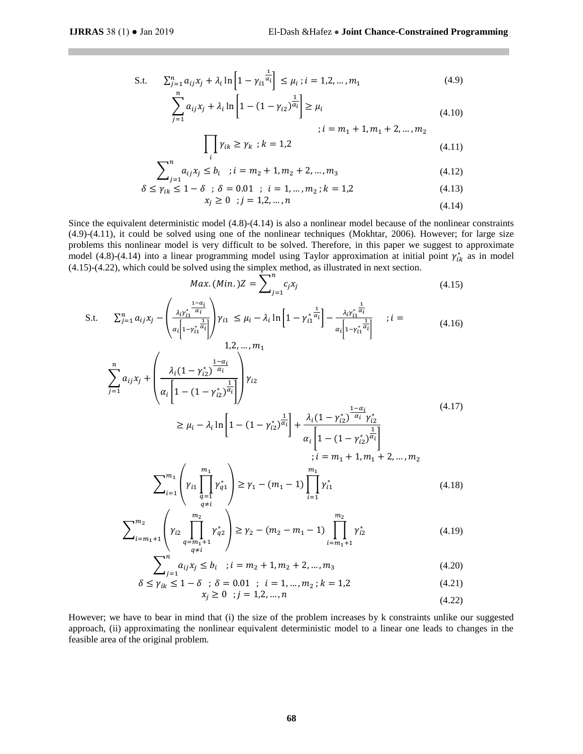S.t. $\quad \sum_{j=1}^{n} a_{ij}x_j + \lambda_i \ln\left[1 - \gamma_{i1}^{\frac{1}{\alpha_i}}\right] \leq \mu_i \; ; i = 1,2,\dots,m_1 \quad (4.9)$

$$\sum_{j=1}^{n} a_{ij}x_j + \lambda_i \ln\left[1 - (1-\gamma_{i2})^{\frac{1}{\alpha_i}}\right] \geq \mu_i \quad ; i = m_1+1, m_1+2,\dots,m_2 \tag{4.10}$$

$$\prod_i \gamma_{ik} \geq \gamma_k \; ; k = 1,2 \tag{4.11}$$

$$\sum_{j=1}^{n} a_{ij}x_j \leq b_i \quad ; i = m_2+1, m_2+2,\dots,m_3 \tag{4.12}$$

$$\delta \leq \gamma_{ik} \leq 1-\delta \;\; ; \delta = 0.01 \;\; ; \;\; i = 1,\dots,m_2 \, ; k = 1,2 \tag{4.13}$$

$$x_j \geq 0 \;\; ; j = 1,2,\dots,n \tag{4.14}$$

Since the equivalent deterministic model (4.8)-(4.14) is also a nonlinear model because of the nonlinear constraints (4.9)-(4.11), it could be solved using one of the nonlinear techniques (Mokhtar, 2006). However; for large size problems this nonlinear model is very difficult to be solved. Therefore, in this paper we suggest to approximate model (4.8)-(4.14) into a linear programming model using Taylor approximation at initial point $\gamma_{ik}^*$ as in model (4.15)-(4.22), which could be solved using the simplex method, as illustrated in next section.

$$Max.(Min.)Z = \sum_{j=1}^{n} c_j x_j \tag{4.15}$$

S.t. $\quad \sum_{j=1}^{n} a_{ij}x_j - \left(\frac{\lambda_i \gamma_{i1}^{*\frac{1-\alpha_i}{\alpha_i}}}{\alpha_i\left[1-\gamma_{i1}^{*\frac{1}{\alpha_i}}\right]}\right)\gamma_{i1} \leq \mu_i - \lambda_i \ln\left[1-\gamma_{i1}^{*\frac{1}{\alpha_i}}\right] - \frac{\lambda_i \gamma_{i1}^{*\frac{1}{\alpha_i}}}{\alpha_i\left[1-\gamma_{i1}^{*\frac{1}{\alpha_i}}\right]} \quad ; i = 1,2,\dots,m_1 \quad (4.16)$

$$\sum_{j=1}^{n} a_{ij}x_j + \left(\frac{\lambda_i (1-\gamma_{i2}^*)^{\frac{1-\alpha_i}{\alpha_i}}}{\alpha_i\left[1-(1-\gamma_{i2}^*)^{\frac{1}{\alpha_i}}\right]}\right)\gamma_{i2} \geq \mu_i - \lambda_i \ln\left[1-(1-\gamma_{i2}^*)^{\frac{1}{\alpha_i}}\right] + \frac{\lambda_i (1-\gamma_{i2}^*)^{\frac{1-\alpha_i}{\alpha_i}}\gamma_{i2}^*}{\alpha_i\left[1-(1-\gamma_{i2}^*)^{\frac{1}{\alpha_i}}\right]} \quad ; i = m_1+1, m_1+2,\dots,m_2 \tag{4.17}$$

$$\sum_{i=1}^{m_1}\left(\gamma_{i1}\prod_{\substack{q=1\\q\neq i}}^{m_1}\gamma_{q1}^*\right) \geq \gamma_1 - (m_1-1)\prod_{i=1}^{m_1}\gamma_{i1}^* \tag{4.18}$$

$$\sum_{i=m_1+1}^{m_2}\left(\gamma_{i2}\prod_{\substack{q=m_1+1\\q\neq i}}^{m_2}\gamma_{q2}^*\right) \geq \gamma_2 - (m_2-m_1-1)\prod_{i=m_1+1}^{m_2}\gamma_{i2}^* \tag{4.19}$$

$$\sum_{j=1}^{n} a_{ij}x_j \leq b_i \quad ; i = m_2+1, m_2+2,\dots,m_3 \tag{4.20}$$

$$\delta \leq \gamma_{ik} \leq 1-\delta \;\; ; \delta = 0.01 \;\; ; \;\; i = 1,\dots,m_2 \, ; k = 1,2 \tag{4.21}$$

$$x_j \geq 0 \;\; ; j = 1,2,\dots,n \tag{4.22}$$

However; we have to bear in mind that (i) the size of the problem increases by k constraints unlike our suggested approach, (ii) approximating the nonlinear equivalent deterministic model to a linear one leads to changes in the feasible area of the original problem.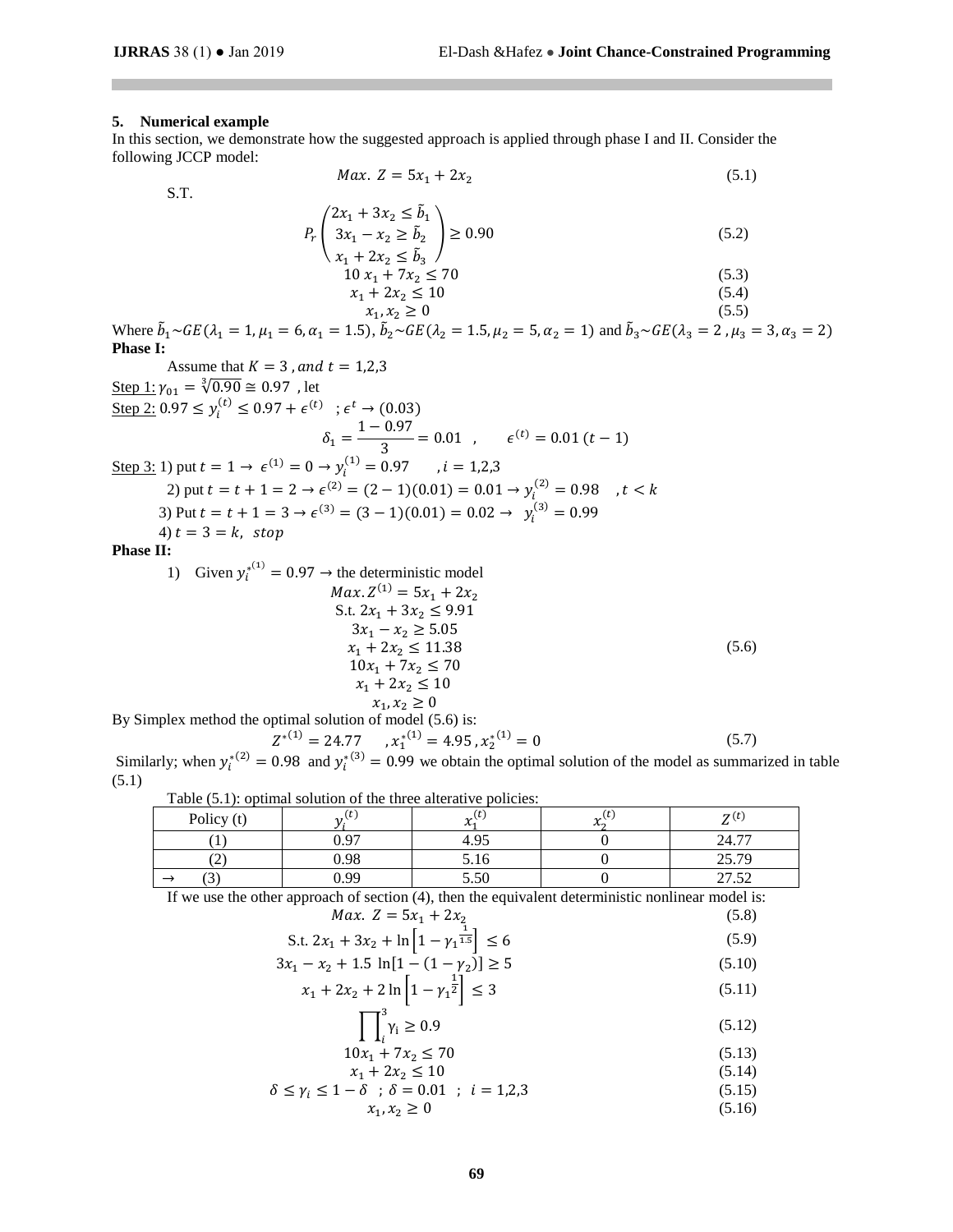## 5. Numerical example

In this section, we demonstrate how the suggested approach is applied through phase I and II. Consider the following JCCP model:

$$Max.\ Z = 5x_1 + 2x_2 \tag{5.1}$$

S.T.

$$P_r\begin{pmatrix} 2x_1 + 3x_2 \le \tilde{b}_1 \\ 3x_1 - x_2 \ge \tilde{b}_2 \\ x_1 + 2x_2 \le \tilde{b}_3 \end{pmatrix} \ge 0.90 \tag{5.2}$$

$$10\,x_1 + 7x_2 \le 70 \tag{5.3}$$

$$x_1 + 2x_2 \le 10 \tag{5.4}$$

$$x_1, x_2 \ge 0 \tag{5.5}$$

Where $\tilde{b}_1 \sim GE(\lambda_1 = 1, \mu_1 = 6, \alpha_1 = 1.5)$, $\tilde{b}_2 \sim GE(\lambda_2 = 1.5, \mu_2 = 5, \alpha_2 = 1)$ and $\tilde{b}_3 \sim GE(\lambda_3 = 2\ , \mu_3 = 3, \alpha_3 = 2)$

**Phase I:**

Assume that $K = 3\ , and\ t = 1,2,3$

Step 1: $\gamma_{01} = \sqrt[3]{0.90} \cong 0.97$ , let

Step 2: $0.97 \le y_i^{(t)} \le 0.97 + \epsilon^{(t)}\ \ ; \epsilon^t \to (0.03)$

$$\delta_1 = \frac{1 - 0.97}{3} = 0.01\ \ , \qquad \epsilon^{(t)} = 0.01\,(t-1)$$

Step 3: 1) put $t = 1 \to \epsilon^{(1)} = 0 \to y_i^{(1)} = 0.97 \qquad , i = 1,2,3$

2) put $t = t + 1 = 2 \to \epsilon^{(2)} = (2-1)(0.01) = 0.01 \to y_i^{(2)} = 0.98 \quad , t < k$

3) Put $t = t + 1 = 3 \to \epsilon^{(3)} = (3-1)(0.01) = 0.02 \to\ \ y_i^{(3)} = 0.99$

4) $t = 3 = k,\ \ stop$

**Phase II:**

1) Given $y_i^{*(1)} = 0.97 \to$ the deterministic model

$$\begin{gathered} Max.\,Z^{(1)} = 5x_1 + 2x_2 \\ \text{S.t. } 2x_1 + 3x_2 \le 9.91 \\ 3x_1 - x_2 \ge 5.05 \\ x_1 + 2x_2 \le 11.38 \\ 10x_1 + 7x_2 \le 70 \\ x_1 + 2x_2 \le 10 \\ x_1, x_2 \ge 0 \end{gathered} \tag{5.6}$$

By Simplex method the optimal solution of model (5.6) is:

$$Z^{*(1)} = 24.77 \qquad , x_1^{*(1)} = 4.95\,, x_2^{*(1)} = 0 \tag{5.7}$$

Similarly; when $y_i^{*(2)} = 0.98$ and $y_i^{*(3)} = 0.99$ we obtain the optimal solution of the model as summarized in table (5.1)

Table (5.1): optimal solution of the three alterative policies:

| Policy (t) | $y_i^{(t)}$ | $x_1^{(t)}$ | $x_2^{(t)}$ | $Z^{(t)}$ |
|---|---|---|---|---|
| (1) | 0.97 | 4.95 | 0 | 24.77 |
| (2) | 0.98 | 5.16 | 0 | 25.79 |
| → (3) | 0.99 | 5.50 | 0 | 27.52 |

If we use the other approach of section (4), then the equivalent deterministic nonlinear model is:

$$Max.\ Z = 5x_1 + 2x_2 \tag{5.8}$$

$$\text{S.t. } 2x_1 + 3x_2 + \ln\left[1 - \gamma_1^{\frac{1}{1.5}}\right] \le 6 \tag{5.9}$$

$$3x_1 - x_2 + 1.5\ \ln[1 - (1 - \gamma_2)] \ge 5 \tag{5.10}$$

$$x_1 + 2x_2 + 2\ln\left[1 - \gamma_1^{\frac{1}{2}}\right] \le 3 \tag{5.11}$$

$$\prod_i^3 \gamma_i \ge 0.9 \tag{5.12}$$

$$10x_1 + 7x_2 \le 70 \tag{5.13}$$

$$x_1 + 2x_2 \le 10 \tag{5.14}$$

$$\delta \le \gamma_i \le 1 - \delta\ \ ; \delta = 0.01\ \ ;\ i = 1,2,3 \tag{5.15}$$

$$x_1, x_2 \ge 0 \tag{5.16}$$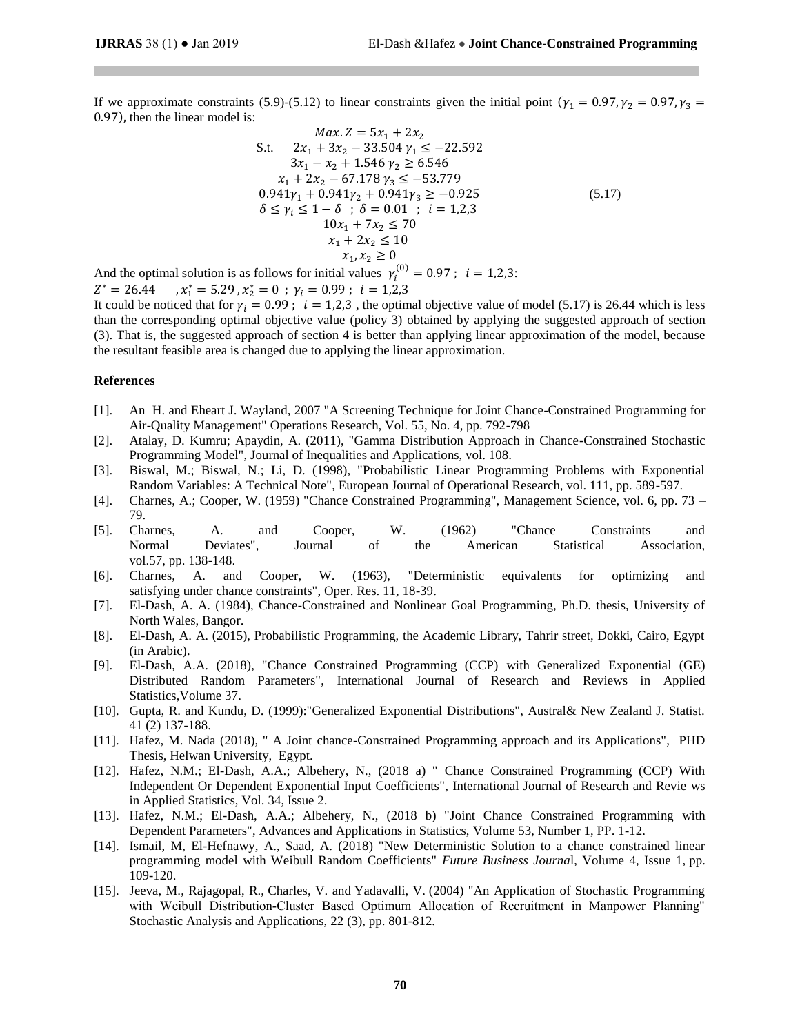If we approximate constraints (5.9)-(5.12) to linear constraints given the initial point ($\gamma_1 = 0.97, \gamma_2 = 0.97, \gamma_3 = 0.97$), then the linear model is:

$$
\begin{aligned}
& Max.Z = 5x_1 + 2x_2 \\
\text{S.t.} \quad & 2x_1 + 3x_2 - 33.504\,\gamma_1 \leq -22.592 \\
& 3x_1 - x_2 + 1.546\,\gamma_2 \geq 6.546 \\
& x_1 + 2x_2 - 67.178\,\gamma_3 \leq -53.779 \\
& 0.941\gamma_1 + 0.941\gamma_2 + 0.941\gamma_3 \geq -0.925 \\
& \delta \leq \gamma_i \leq 1 - \delta \;\; ; \; \delta = 0.01 \;\; ; \; i = 1,2,3 \\
& 10x_1 + 7x_2 \leq 70 \\
& x_1 + 2x_2 \leq 10 \\
& x_1, x_2 \geq 0
\end{aligned}
\tag{5.17}
$$

And the optimal solution is as follows for initial values $\gamma_i^{(0)} = 0.97 \; ; \; i = 1,2,3$:

$Z^* = 26.44 \quad , x_1^* = 5.29 \, , x_2^* = 0 \; ; \; \gamma_i = 0.99 \; ; \; i = 1,2,3$

It could be noticed that for $\gamma_i = 0.99 \; ; \; i = 1,2,3$ , the optimal objective value of model (5.17) is 26.44 which is less than the corresponding optimal objective value (policy 3) obtained by applying the suggested approach of section (3). That is, the suggested approach of section 4 is better than applying linear approximation of the model, because the resultant feasible area is changed due to applying the linear approximation.

## References

[1]. An H. and Eheart J. Wayland, 2007 "A Screening Technique for Joint Chance-Constrained Programming for Air-Quality Management" Operations Research, Vol. 55, No. 4, pp. 792-798

[2]. Atalay, D. Kumru; Apaydin, A. (2011), "Gamma Distribution Approach in Chance-Constrained Stochastic Programming Model", Journal of Inequalities and Applications, vol. 108.

[3]. Biswal, M.; Biswal, N.; Li, D. (1998), "Probabilistic Linear Programming Problems with Exponential Random Variables: A Technical Note", European Journal of Operational Research, vol. 111, pp. 589-597.

[4]. Charnes, A.; Cooper, W. (1959) "Chance Constrained Programming", Management Science, vol. 6, pp. 73 – 79.

[5]. Charnes, A. and Cooper, W. (1962) "Chance Constraints and Normal Deviates", Journal of the American Statistical Association, vol.57, pp. 138-148.

[6]. Charnes, A. and Cooper, W. (1963), "Deterministic equivalents for optimizing and satisfying under chance constraints", Oper. Res. 11, 18-39.

[7]. El-Dash, A. A. (1984), Chance-Constrained and Nonlinear Goal Programming, Ph.D. thesis, University of North Wales, Bangor.

[8]. El-Dash, A. A. (2015), Probabilistic Programming, the Academic Library, Tahrir street, Dokki, Cairo, Egypt (in Arabic).

[9]. El-Dash, A.A. (2018), "Chance Constrained Programming (CCP) with Generalized Exponential (GE) Distributed Random Parameters", International Journal of Research and Reviews in Applied Statistics,Volume 37.

[10]. Gupta, R. and Kundu, D. (1999):"Generalized Exponential Distributions", Austral& New Zealand J. Statist. 41 (2) 137-188.

[11]. Hafez, M. Nada (2018), " A Joint chance-Constrained Programming approach and its Applications", PHD Thesis, Helwan University, Egypt.

[12]. Hafez, N.M.; El-Dash, A.A.; Albehery, N., (2018 a) " Chance Constrained Programming (CCP) With Independent Or Dependent Exponential Input Coefficients", International Journal of Research and Revie ws in Applied Statistics, Vol. 34, Issue 2.

[13]. Hafez, N.M.; El-Dash, A.A.; Albehery, N., (2018 b) "Joint Chance Constrained Programming with Dependent Parameters", Advances and Applications in Statistics, Volume 53, Number 1, PP. 1-12.

[14]. Ismail, M, El-Hefnawy, A., Saad, A. (2018) "New Deterministic Solution to a chance constrained linear programming model with Weibull Random Coefficients" *Future Business Journa*l, Volume 4, Issue 1, pp. 109-120.

[15]. Jeeva, M., Rajagopal, R., Charles, V. and Yadavalli, V. (2004) "An Application of Stochastic Programming with Weibull Distribution-Cluster Based Optimum Allocation of Recruitment in Manpower Planning" Stochastic Analysis and Applications, 22 (3), pp. 801-812.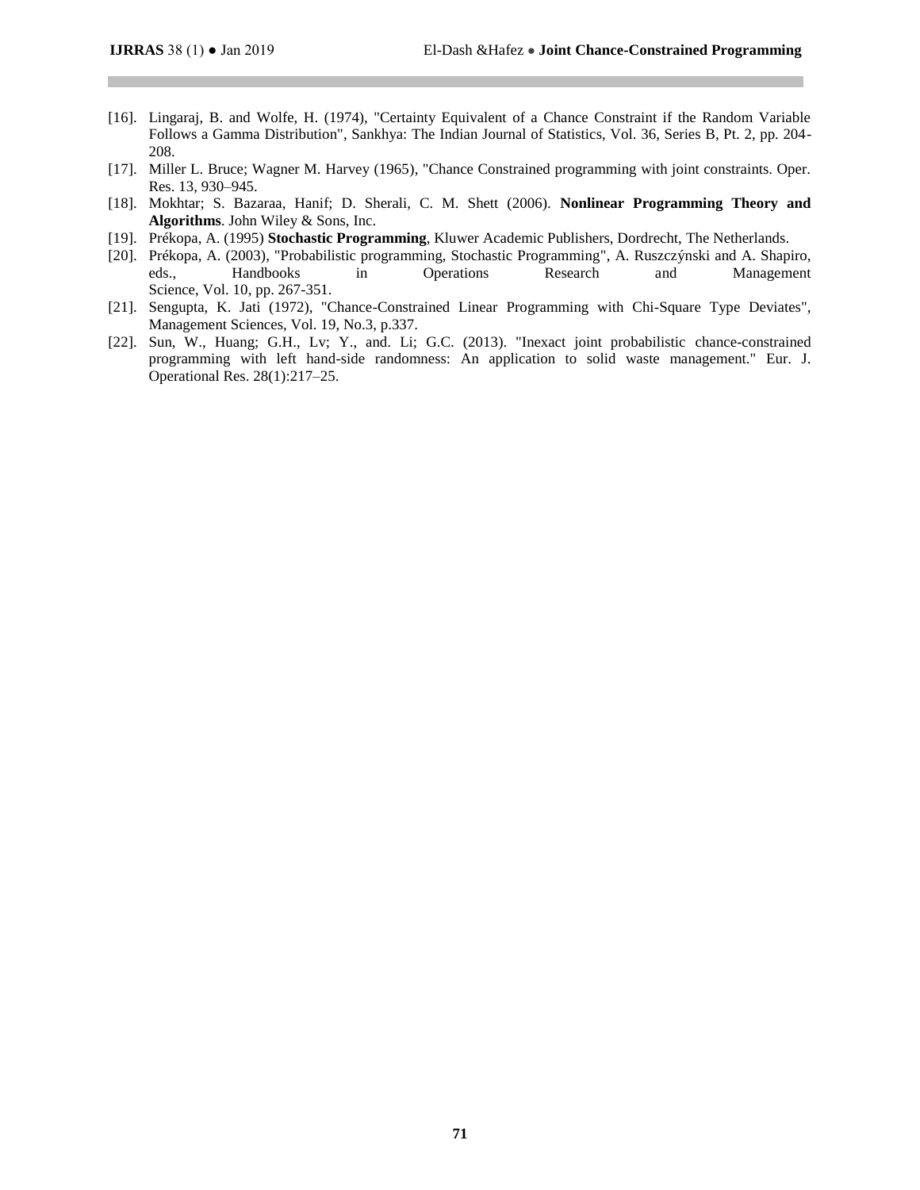[16]. Lingaraj, B. and Wolfe, H. (1974), "Certainty Equivalent of a Chance Constraint if the Random Variable Follows a Gamma Distribution", Sankhya: The Indian Journal of Statistics, Vol. 36, Series B, Pt. 2, pp. 204-208.

[17]. Miller L. Bruce; Wagner M. Harvey (1965), "Chance Constrained programming with joint constraints. Oper. Res. 13, 930–945.

[18]. Mokhtar; S. Bazaraa, Hanif; D. Sherali, C. M. Shett (2006). **Nonlinear Programming Theory and Algorithms**. John Wiley & Sons, Inc.

[19]. Prékopa, A. (1995) **Stochastic Programming**, Kluwer Academic Publishers, Dordrecht, The Netherlands.

[20]. Prékopa, A. (2003), "Probabilistic programming, Stochastic Programming", A. Ruszczýnski and A. Shapiro, eds., Handbooks in Operations Research and Management Science, Vol. 10, pp. 267-351.

[21]. Sengupta, K. Jati (1972), "Chance-Constrained Linear Programming with Chi-Square Type Deviates", Management Sciences, Vol. 19, No.3, p.337.

[22]. Sun, W., Huang; G.H., Lv; Y., and. Li; G.C. (2013). "Inexact joint probabilistic chance-constrained programming with left hand-side randomness: An application to solid waste management." Eur. J. Operational Res. 28(1):217–25.